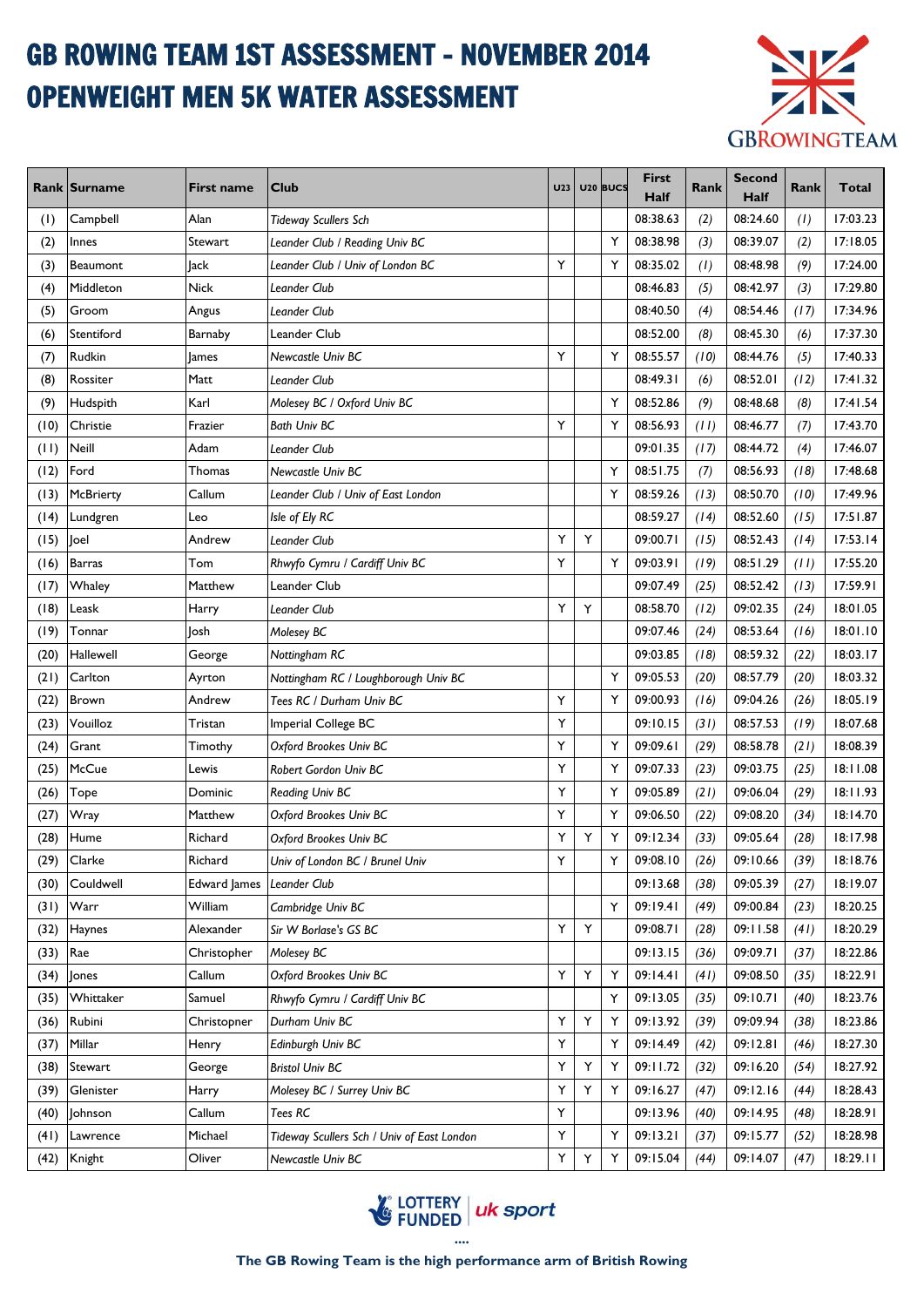# GB ROWING TEAM 1ST ASSESSMENT - NOVEMBER 2014

# OPENWEIGHT MEN 5K WATER ASSESSMENT

GBROWINGTEAM

| Rank | Surname | First name | Club | U23 | U20 | BUCS | First Half | Rank | Second Half | Rank | Total |
|---|---|---|---|---|---|---|---|---|---|---|---|
| (1) | Campbell | Alan | *Tideway Scullers Sch* | | | | 08:38.63 | *(2)* | 08:24.60 | *(1)* | 17:03.23 |
| (2) | Innes | Stewart | *Leander Club / Reading Univ BC* | | | Y | 08:38.98 | *(3)* | 08:39.07 | *(2)* | 17:18.05 |
| (3) | Beaumont | Jack | *Leander Club / Univ of London BC* | Y | | Y | 08:35.02 | *(1)* | 08:48.98 | *(9)* | 17:24.00 |
| (4) | Middleton | Nick | *Leander Club* | | | | 08:46.83 | *(5)* | 08:42.97 | *(3)* | 17:29.80 |
| (5) | Groom | Angus | *Leander Club* | | | | 08:40.50 | *(4)* | 08:54.46 | *(17)* | 17:34.96 |
| (6) | Stentiford | Barnaby | Leander Club | | | | 08:52.00 | *(8)* | 08:45.30 | *(6)* | 17:37.30 |
| (7) | Rudkin | James | *Newcastle Univ BC* | Y | | Y | 08:55.57 | *(10)* | 08:44.76 | *(5)* | 17:40.33 |
| (8) | Rossiter | Matt | *Leander Club* | | | | 08:49.31 | *(6)* | 08:52.01 | *(12)* | 17:41.32 |
| (9) | Hudspith | Karl | *Molesey BC / Oxford Univ BC* | | | Y | 08:52.86 | *(9)* | 08:48.68 | *(8)* | 17:41.54 |
| (10) | Christie | Frazier | *Bath Univ BC* | Y | | Y | 08:56.93 | *(11)* | 08:46.77 | *(7)* | 17:43.70 |
| (11) | Neill | Adam | *Leander Club* | | | | 09:01.35 | *(17)* | 08:44.72 | *(4)* | 17:46.07 |
| (12) | Ford | Thomas | *Newcastle Univ BC* | | | Y | 08:51.75 | *(7)* | 08:56.93 | *(18)* | 17:48.68 |
| (13) | McBrierty | Callum | *Leander Club / Univ of East London* | | | Y | 08:59.26 | *(13)* | 08:50.70 | *(10)* | 17:49.96 |
| (14) | Lundgren | Leo | *Isle of Ely RC* | | | | 08:59.27 | *(14)* | 08:52.60 | *(15)* | 17:51.87 |
| (15) | Joel | Andrew | *Leander Club* | Y | Y | | 09:00.71 | *(15)* | 08:52.43 | *(14)* | 17:53.14 |
| (16) | Barras | Tom | *Rhwyfo Cymru / Cardiff Univ BC* | Y | | Y | 09:03.91 | *(19)* | 08:51.29 | *(11)* | 17:55.20 |
| (17) | Whaley | Matthew | Leander Club | | | | 09:07.49 | *(25)* | 08:52.42 | *(13)* | 17:59.91 |
| (18) | Leask | Harry | *Leander Club* | Y | Y | | 08:58.70 | *(12)* | 09:02.35 | *(24)* | 18:01.05 |
| (19) | Tonnar | Josh | *Molesey BC* | | | | 09:07.46 | *(24)* | 08:53.64 | *(16)* | 18:01.10 |
| (20) | Hallewell | George | *Nottingham RC* | | | | 09:03.85 | *(18)* | 08:59.32 | *(22)* | 18:03.17 |
| (21) | Carlton | Ayrton | *Nottingham RC / Loughborough Univ BC* | | | Y | 09:05.53 | *(20)* | 08:57.79 | *(20)* | 18:03.32 |
| (22) | Brown | Andrew | *Tees RC / Durham Univ BC* | Y | | Y | 09:00.93 | *(16)* | 09:04.26 | *(26)* | 18:05.19 |
| (23) | Vouilloz | Tristan | *Imperial College BC* | Y | | | 09:10.15 | *(31)* | 08:57.53 | *(19)* | 18:07.68 |
| (24) | Grant | Timothy | *Oxford Brookes Univ BC* | Y | | Y | 09:09.61 | *(29)* | 08:58.78 | *(21)* | 18:08.39 |
| (25) | McCue | Lewis | *Robert Gordon Univ BC* | Y | | Y | 09:07.33 | *(23)* | 09:03.75 | *(25)* | 18:11.08 |
| (26) | Tope | Dominic | *Reading Univ BC* | Y | | Y | 09:05.89 | *(21)* | 09:06.04 | *(29)* | 18:11.93 |
| (27) | Wray | Matthew | *Oxford Brookes Univ BC* | Y | | Y | 09:06.50 | *(22)* | 09:08.20 | *(34)* | 18:14.70 |
| (28) | Hume | Richard | *Oxford Brookes Univ BC* | Y | Y | Y | 09:12.34 | *(33)* | 09:05.64 | *(28)* | 18:17.98 |
| (29) | Clarke | Richard | *Univ of London BC / Brunel Univ* | Y | | Y | 09:08.10 | *(26)* | 09:10.66 | *(39)* | 18:18.76 |
| (30) | Couldwell | Edward James | *Leander Club* | | | | 09:13.68 | *(38)* | 09:05.39 | *(27)* | 18:19.07 |
| (31) | Warr | William | *Cambridge Univ BC* | | | Y | 09:19.41 | *(49)* | 09:00.84 | *(23)* | 18:20.25 |
| (32) | Haynes | Alexander | *Sir W Borlase's GS BC* | Y | Y | | 09:08.71 | *(28)* | 09:11.58 | *(41)* | 18:20.29 |
| (33) | Rae | Christopher | *Molesey BC* | | | | 09:13.15 | *(36)* | 09:09.71 | *(37)* | 18:22.86 |
| (34) | Jones | Callum | *Oxford Brookes Univ BC* | Y | Y | Y | 09:14.41 | *(41)* | 09:08.50 | *(35)* | 18:22.91 |
| (35) | Whittaker | Samuel | *Rhwyfo Cymru / Cardiff Univ BC* | | | Y | 09:13.05 | *(35)* | 09:10.71 | *(40)* | 18:23.76 |
| (36) | Rubini | Christopner | *Durham Univ BC* | Y | Y | Y | 09:13.92 | *(39)* | 09:09.94 | *(38)* | 18:23.86 |
| (37) | Millar | Henry | *Edinburgh Univ BC* | Y | | Y | 09:14.49 | *(42)* | 09:12.81 | *(46)* | 18:27.30 |
| (38) | Stewart | George | *Bristol Univ BC* | Y | Y | Y | 09:11.72 | *(32)* | 09:16.20 | *(54)* | 18:27.92 |
| (39) | Glenister | Harry | *Molesey BC / Surrey Univ BC* | Y | Y | Y | 09:16.27 | *(47)* | 09:12.16 | *(44)* | 18:28.43 |
| (40) | Johnson | Callum | *Tees RC* | Y | | | 09:13.96 | *(40)* | 09:14.95 | *(48)* | 18:28.91 |
| (41) | Lawrence | Michael | *Tideway Scullers Sch / Univ of East London* | Y | | Y | 09:13.21 | *(37)* | 09:15.77 | *(52)* | 18:28.98 |
| (42) | Knight | Oliver | *Newcastle Univ BC* | Y | Y | Y | 09:15.04 | *(44)* | 09:14.07 | *(47)* | 18:29.11 |

LOTTERY FUNDED | uk sport

....

**The GB Rowing Team is the high performance arm of British Rowing**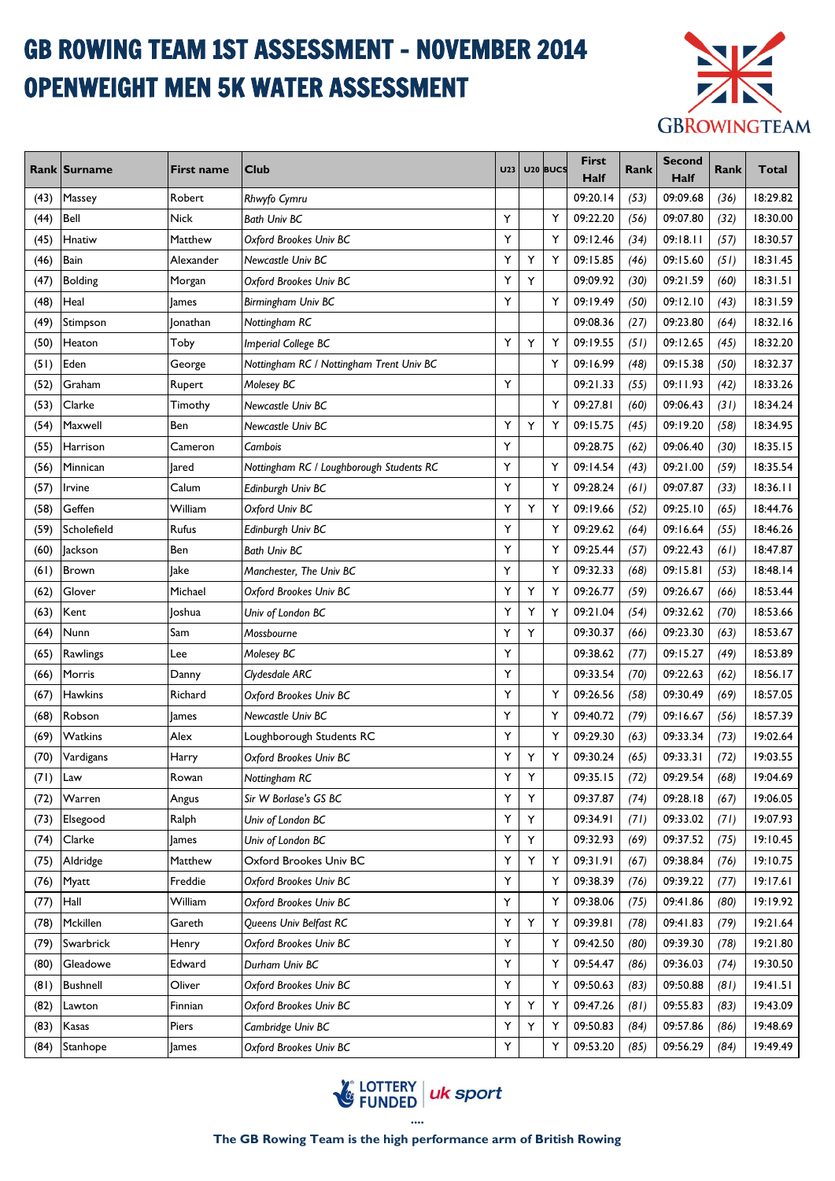# GB ROWING TEAM 1ST ASSESSMENT - NOVEMBER 2014
# OPENWEIGHT MEN 5K WATER ASSESSMENT

| Rank | Surname | First name | Club | U23 | U20 | BUCS | First Half | Rank | Second Half | Rank | Total |
|---|---|---|---|---|---|---|---|---|---|---|---|
| (43) | Massey | Robert | *Rhwyfo Cymru* | | | | 09:20.14 | *(53)* | 09:09.68 | *(36)* | 18:29.82 |
| (44) | Bell | Nick | *Bath Univ BC* | Y | | Y | 09:22.20 | *(56)* | 09:07.80 | *(32)* | 18:30.00 |
| (45) | Hnatiw | Matthew | *Oxford Brookes Univ BC* | Y | | Y | 09:12.46 | *(34)* | 09:18.11 | *(57)* | 18:30.57 |
| (46) | Bain | Alexander | *Newcastle Univ BC* | Y | Y | Y | 09:15.85 | *(46)* | 09:15.60 | *(51)* | 18:31.45 |
| (47) | Bolding | Morgan | *Oxford Brookes Univ BC* | Y | Y | | 09:09.92 | *(30)* | 09:21.59 | *(60)* | 18:31.51 |
| (48) | Heal | James | *Birmingham Univ BC* | Y | | Y | 09:19.49 | *(50)* | 09:12.10 | *(43)* | 18:31.59 |
| (49) | Stimpson | Jonathan | *Nottingham RC* | | | | 09:08.36 | *(27)* | 09:23.80 | *(64)* | 18:32.16 |
| (50) | Heaton | Toby | *Imperial College BC* | Y | Y | Y | 09:19.55 | *(51)* | 09:12.65 | *(45)* | 18:32.20 |
| (51) | Eden | George | *Nottingham RC / Nottingham Trent Univ BC* | | | Y | 09:16.99 | *(48)* | 09:15.38 | *(50)* | 18:32.37 |
| (52) | Graham | Rupert | *Molesey BC* | Y | | | 09:21.33 | *(55)* | 09:11.93 | *(42)* | 18:33.26 |
| (53) | Clarke | Timothy | *Newcastle Univ BC* | | | Y | 09:27.81 | *(60)* | 09:06.43 | *(31)* | 18:34.24 |
| (54) | Maxwell | Ben | *Newcastle Univ BC* | Y | Y | Y | 09:15.75 | *(45)* | 09:19.20 | *(58)* | 18:34.95 |
| (55) | Harrison | Cameron | *Cambois* | Y | | | 09:28.75 | *(62)* | 09:06.40 | *(30)* | 18:35.15 |
| (56) | Minnican | Jared | *Nottingham RC / Loughborough Students RC* | Y | | Y | 09:14.54 | *(43)* | 09:21.00 | *(59)* | 18:35.54 |
| (57) | Irvine | Calum | *Edinburgh Univ BC* | Y | | Y | 09:28.24 | *(61)* | 09:07.87 | *(33)* | 18:36.11 |
| (58) | Geffen | William | *Oxford Univ BC* | Y | Y | Y | 09:19.66 | *(52)* | 09:25.10 | *(65)* | 18:44.76 |
| (59) | Scholefield | Rufus | *Edinburgh Univ BC* | Y | | Y | 09:29.62 | *(64)* | 09:16.64 | *(55)* | 18:46.26 |
| (60) | Jackson | Ben | *Bath Univ BC* | Y | | Y | 09:25.44 | *(57)* | 09:22.43 | *(61)* | 18:47.87 |
| (61) | Brown | Jake | *Manchester, The Univ BC* | Y | | Y | 09:32.33 | *(68)* | 09:15.81 | *(53)* | 18:48.14 |
| (62) | Glover | Michael | *Oxford Brookes Univ BC* | Y | Y | Y | 09:26.77 | *(59)* | 09:26.67 | *(66)* | 18:53.44 |
| (63) | Kent | Joshua | *Univ of London BC* | Y | Y | Y | 09:21.04 | *(54)* | 09:32.62 | *(70)* | 18:53.66 |
| (64) | Nunn | Sam | *Mossbourne* | Y | Y | | 09:30.37 | *(66)* | 09:23.30 | *(63)* | 18:53.67 |
| (65) | Rawlings | Lee | *Molesey BC* | Y | | | 09:38.62 | *(77)* | 09:15.27 | *(49)* | 18:53.89 |
| (66) | Morris | Danny | *Clydesdale ARC* | Y | | | 09:33.54 | *(70)* | 09:22.63 | *(62)* | 18:56.17 |
| (67) | Hawkins | Richard | *Oxford Brookes Univ BC* | Y | | Y | 09:26.56 | *(58)* | 09:30.49 | *(69)* | 18:57.05 |
| (68) | Robson | James | *Newcastle Univ BC* | Y | | Y | 09:40.72 | *(79)* | 09:16.67 | *(56)* | 18:57.39 |
| (69) | Watkins | Alex | Loughborough Students RC | Y | | Y | 09:29.30 | *(63)* | 09:33.34 | *(73)* | 19:02.64 |
| (70) | Vardigans | Harry | *Oxford Brookes Univ BC* | Y | Y | Y | 09:30.24 | *(65)* | 09:33.31 | *(72)* | 19:03.55 |
| (71) | Law | Rowan | *Nottingham RC* | Y | Y | | 09:35.15 | *(72)* | 09:29.54 | *(68)* | 19:04.69 |
| (72) | Warren | Angus | *Sir W Borlase's GS BC* | Y | Y | | 09:37.87 | *(74)* | 09:28.18 | *(67)* | 19:06.05 |
| (73) | Elsegood | Ralph | *Univ of London BC* | Y | Y | | 09:34.91 | *(71)* | 09:33.02 | *(71)* | 19:07.93 |
| (74) | Clarke | James | *Univ of London BC* | Y | Y | | 09:32.93 | *(69)* | 09:37.52 | *(75)* | 19:10.45 |
| (75) | Aldridge | Matthew | Oxford Brookes Univ BC | Y | Y | Y | 09:31.91 | *(67)* | 09:38.84 | *(76)* | 19:10.75 |
| (76) | Myatt | Freddie | *Oxford Brookes Univ BC* | Y | | Y | 09:38.39 | *(76)* | 09:39.22 | *(77)* | 19:17.61 |
| (77) | Hall | William | *Oxford Brookes Univ BC* | Y | | Y | 09:38.06 | *(75)* | 09:41.86 | *(80)* | 19:19.92 |
| (78) | Mckillen | Gareth | *Queens Univ Belfast RC* | Y | Y | Y | 09:39.81 | *(78)* | 09:41.83 | *(79)* | 19:21.64 |
| (79) | Swarbrick | Henry | *Oxford Brookes Univ BC* | Y | | Y | 09:42.50 | *(80)* | 09:39.30 | *(78)* | 19:21.80 |
| (80) | Gleadowe | Edward | *Durham Univ BC* | Y | | Y | 09:54.47 | *(86)* | 09:36.03 | *(74)* | 19:30.50 |
| (81) | Bushnell | Oliver | *Oxford Brookes Univ BC* | Y | | Y | 09:50.63 | *(83)* | 09:50.88 | *(81)* | 19:41.51 |
| (82) | Lawton | Finnian | *Oxford Brookes Univ BC* | Y | Y | Y | 09:47.26 | *(81)* | 09:55.83 | *(83)* | 19:43.09 |
| (83) | Kasas | Piers | *Cambridge Univ BC* | Y | Y | Y | 09:50.83 | *(84)* | 09:57.86 | *(86)* | 19:48.69 |
| (84) | Stanhope | James | *Oxford Brookes Univ BC* | Y | | Y | 09:53.20 | *(85)* | 09:56.29 | *(84)* | 19:49.49 |

LOTTERY FUNDED | uk sport

The GB Rowing Team is the high performance arm of British Rowing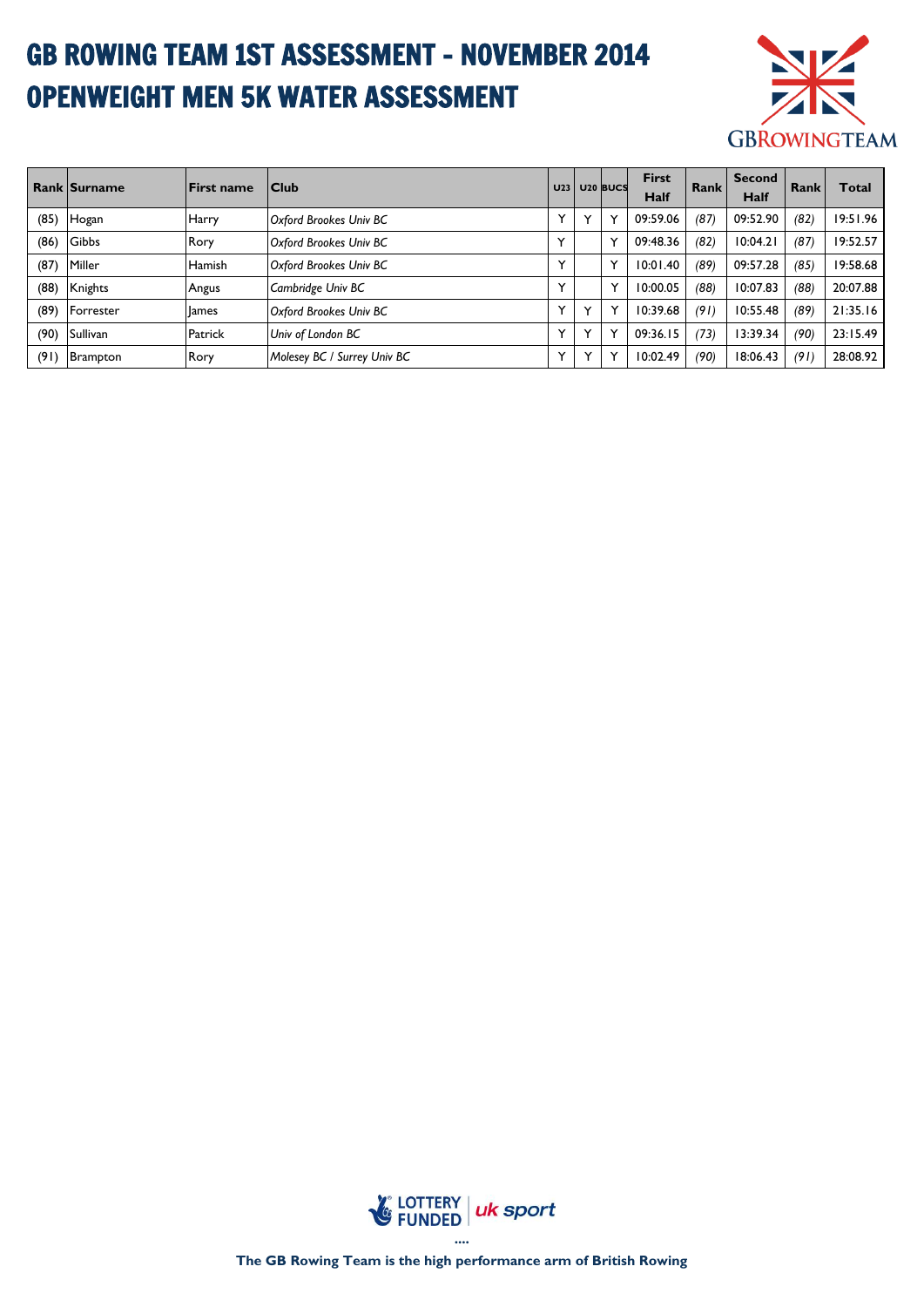# GB ROWING TEAM 1ST ASSESSMENT - NOVEMBER 2014
# OPENWEIGHT MEN 5K WATER ASSESSMENT

| Rank | Surname | First name | Club | U23 | U20 | BUCS | First Half | Rank | Second Half | Rank | Total |
|---|---|---|---|---|---|---|---|---|---|---|---|
| (85) | Hogan | Harry | *Oxford Brookes Univ BC* | Y | Y | Y | 09:59.06 | *(87)* | 09:52.90 | *(82)* | 19:51.96 |
| (86) | Gibbs | Rory | *Oxford Brookes Univ BC* | Y | | Y | 09:48.36 | *(82)* | 10:04.21 | *(87)* | 19:52.57 |
| (87) | Miller | Hamish | *Oxford Brookes Univ BC* | Y | | Y | 10:01.40 | *(89)* | 09:57.28 | *(85)* | 19:58.68 |
| (88) | Knights | Angus | *Cambridge Univ BC* | Y | | Y | 10:00.05 | *(88)* | 10:07.83 | *(88)* | 20:07.88 |
| (89) | Forrester | James | *Oxford Brookes Univ BC* | Y | Y | Y | 10:39.68 | *(91)* | 10:55.48 | *(89)* | 21:35.16 |
| (90) | Sullivan | Patrick | *Univ of London BC* | Y | Y | Y | 09:36.15 | *(73)* | 13:39.34 | *(90)* | 23:15.49 |
| (91) | Brampton | Rory | *Molesey BC / Surrey Univ BC* | Y | Y | Y | 10:02.49 | *(90)* | 18:06.43 | *(91)* | 28:08.92 |

LOTTERY FUNDED | uk sport

....

**The GB Rowing Team is the high performance arm of British Rowing**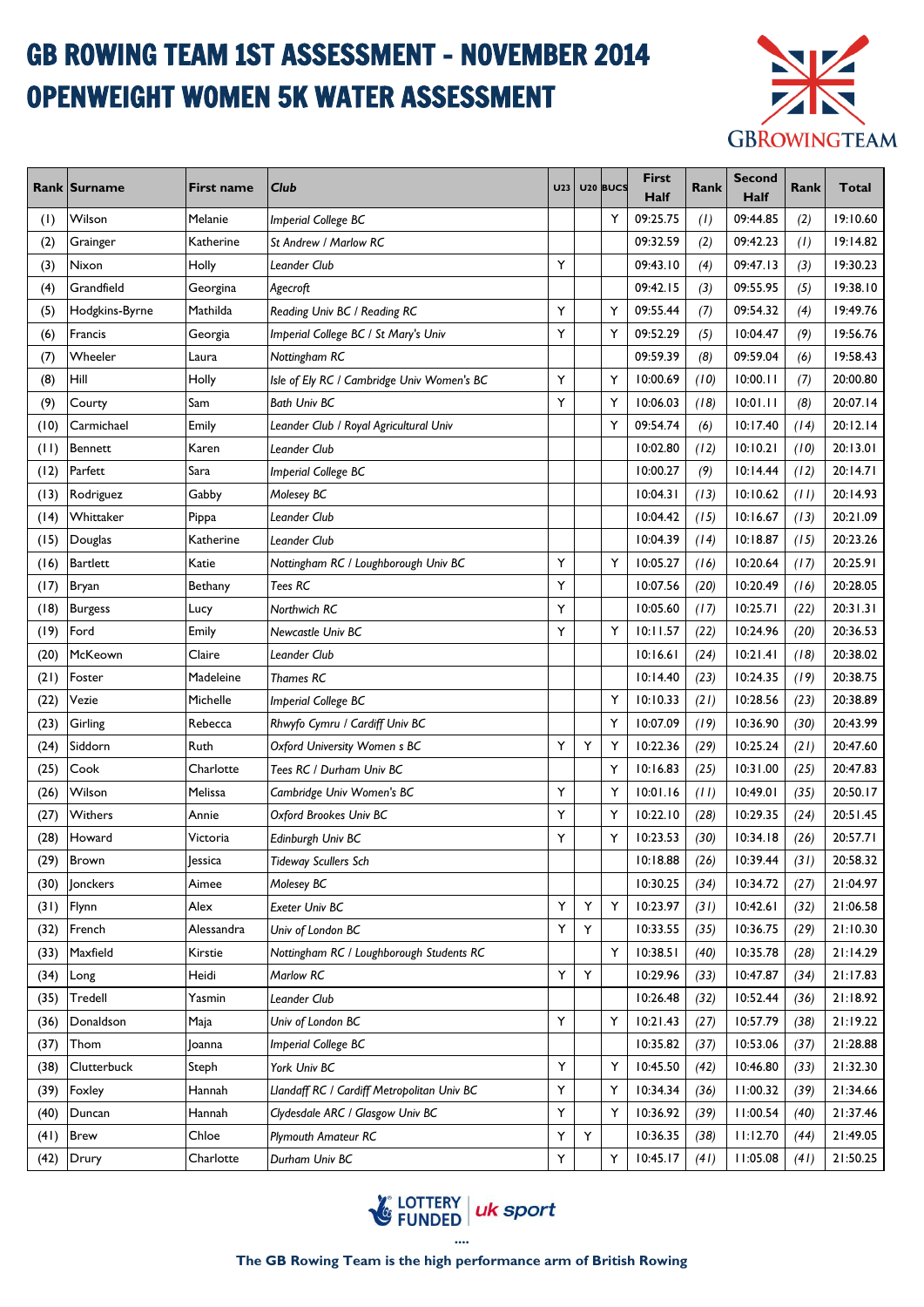# GB ROWING TEAM 1ST ASSESSMENT - NOVEMBER 2014
# OPENWEIGHT WOMEN 5K WATER ASSESSMENT

| Rank | Surname | First name | Club | U23 | U20 | BUCS | First Half | Rank | Second Half | Rank | Total |
|---|---|---|---|---|---|---|---|---|---|---|---|
| (1) | Wilson | Melanie | *Imperial College BC* | | | Y | 09:25.75 | *(1)* | 09:44.85 | *(2)* | 19:10.60 |
| (2) | Grainger | Katherine | *St Andrew / Marlow RC* | | | | 09:32.59 | *(2)* | 09:42.23 | *(1)* | 19:14.82 |
| (3) | Nixon | Holly | *Leander Club* | Y | | | 09:43.10 | *(4)* | 09:47.13 | *(3)* | 19:30.23 |
| (4) | Grandfield | Georgina | *Agecroft* | | | | 09:42.15 | *(3)* | 09:55.95 | *(5)* | 19:38.10 |
| (5) | Hodgkins-Byrne | Mathilda | *Reading Univ BC / Reading RC* | Y | | Y | 09:55.44 | *(7)* | 09:54.32 | *(4)* | 19:49.76 |
| (6) | Francis | Georgia | *Imperial College BC / St Mary's Univ* | Y | | Y | 09:52.29 | *(5)* | 10:04.47 | *(9)* | 19:56.76 |
| (7) | Wheeler | Laura | *Nottingham RC* | | | | 09:59.39 | *(8)* | 09:59.04 | *(6)* | 19:58.43 |
| (8) | Hill | Holly | *Isle of Ely RC / Cambridge Univ Women's BC* | Y | | Y | 10:00.69 | *(10)* | 10:00.11 | *(7)* | 20:00.80 |
| (9) | Courty | Sam | *Bath Univ BC* | Y | | Y | 10:06.03 | *(18)* | 10:01.11 | *(8)* | 20:07.14 |
| (10) | Carmichael | Emily | *Leander Club / Royal Agricultural Univ* | | | Y | 09:54.74 | *(6)* | 10:17.40 | *(14)* | 20:12.14 |
| (11) | Bennett | Karen | *Leander Club* | | | | 10:02.80 | *(12)* | 10:10.21 | *(10)* | 20:13.01 |
| (12) | Parfett | Sara | *Imperial College BC* | | | | 10:00.27 | *(9)* | 10:14.44 | *(12)* | 20:14.71 |
| (13) | Rodriguez | Gabby | *Molesey BC* | | | | 10:04.31 | *(13)* | 10:10.62 | *(11)* | 20:14.93 |
| (14) | Whittaker | Pippa | *Leander Club* | | | | 10:04.42 | *(15)* | 10:16.67 | *(13)* | 20:21.09 |
| (15) | Douglas | Katherine | *Leander Club* | | | | 10:04.39 | *(14)* | 10:18.87 | *(15)* | 20:23.26 |
| (16) | Bartlett | Katie | *Nottingham RC / Loughborough Univ BC* | Y | | Y | 10:05.27 | *(16)* | 10:20.64 | *(17)* | 20:25.91 |
| (17) | Bryan | Bethany | *Tees RC* | Y | | | 10:07.56 | *(20)* | 10:20.49 | *(16)* | 20:28.05 |
| (18) | Burgess | Lucy | *Northwich RC* | Y | | | 10:05.60 | *(17)* | 10:25.71 | *(22)* | 20:31.31 |
| (19) | Ford | Emily | *Newcastle Univ BC* | Y | | Y | 10:11.57 | *(22)* | 10:24.96 | *(20)* | 20:36.53 |
| (20) | McKeown | Claire | *Leander Club* | | | | 10:16.61 | *(24)* | 10:21.41 | *(18)* | 20:38.02 |
| (21) | Foster | Madeleine | *Thames RC* | | | | 10:14.40 | *(23)* | 10:24.35 | *(19)* | 20:38.75 |
| (22) | Vezie | Michelle | *Imperial College BC* | | | Y | 10:10.33 | *(21)* | 10:28.56 | *(23)* | 20:38.89 |
| (23) | Girling | Rebecca | *Rhwyfo Cymru / Cardiff Univ BC* | | | Y | 10:07.09 | *(19)* | 10:36.90 | *(30)* | 20:43.99 |
| (24) | Siddorn | Ruth | *Oxford University Women s BC* | Y | Y | Y | 10:22.36 | *(29)* | 10:25.24 | *(21)* | 20:47.60 |
| (25) | Cook | Charlotte | *Tees RC / Durham Univ BC* | | | Y | 10:16.83 | *(25)* | 10:31.00 | *(25)* | 20:47.83 |
| (26) | Wilson | Melissa | *Cambridge Univ Women's BC* | Y | | Y | 10:01.16 | *(11)* | 10:49.01 | *(35)* | 20:50.17 |
| (27) | Withers | Annie | *Oxford Brookes Univ BC* | Y | | Y | 10:22.10 | *(28)* | 10:29.35 | *(24)* | 20:51.45 |
| (28) | Howard | Victoria | *Edinburgh Univ BC* | Y | | Y | 10:23.53 | *(30)* | 10:34.18 | *(26)* | 20:57.71 |
| (29) | Brown | Jessica | *Tideway Scullers Sch* | | | | 10:18.88 | *(26)* | 10:39.44 | *(31)* | 20:58.32 |
| (30) | Jonckers | Aimee | *Molesey BC* | | | | 10:30.25 | *(34)* | 10:34.72 | *(27)* | 21:04.97 |
| (31) | Flynn | Alex | *Exeter Univ BC* | Y | Y | Y | 10:23.97 | *(31)* | 10:42.61 | *(32)* | 21:06.58 |
| (32) | French | Alessandra | *Univ of London BC* | Y | Y | | 10:33.55 | *(35)* | 10:36.75 | *(29)* | 21:10.30 |
| (33) | Maxfield | Kirstie | *Nottingham RC / Loughborough Students RC* | | | Y | 10:38.51 | *(40)* | 10:35.78 | *(28)* | 21:14.29 |
| (34) | Long | Heidi | *Marlow RC* | Y | Y | | 10:29.96 | *(33)* | 10:47.87 | *(34)* | 21:17.83 |
| (35) | Tredell | Yasmin | *Leander Club* | | | | 10:26.48 | *(32)* | 10:52.44 | *(36)* | 21:18.92 |
| (36) | Donaldson | Maja | *Univ of London BC* | Y | | Y | 10:21.43 | *(27)* | 10:57.79 | *(38)* | 21:19.22 |
| (37) | Thom | Joanna | *Imperial College BC* | | | | 10:35.82 | *(37)* | 10:53.06 | *(37)* | 21:28.88 |
| (38) | Clutterbuck | Steph | *York Univ BC* | Y | | Y | 10:45.50 | *(42)* | 10:46.80 | *(33)* | 21:32.30 |
| (39) | Foxley | Hannah | *Llandaff RC / Cardiff Metropolitan Univ BC* | Y | | Y | 10:34.34 | *(36)* | 11:00.32 | *(39)* | 21:34.66 |
| (40) | Duncan | Hannah | *Clydesdale ARC / Glasgow Univ BC* | Y | | Y | 10:36.92 | *(39)* | 11:00.54 | *(40)* | 21:37.46 |
| (41) | Brew | Chloe | *Plymouth Amateur RC* | Y | Y | | 10:36.35 | *(38)* | 11:12.70 | *(44)* | 21:49.05 |
| (42) | Drury | Charlotte | *Durham Univ BC* | Y | | Y | 10:45.17 | *(41)* | 11:05.08 | *(41)* | 21:50.25 |

LOTTERY FUNDED | uk sport

**The GB Rowing Team is the high performance arm of British Rowing**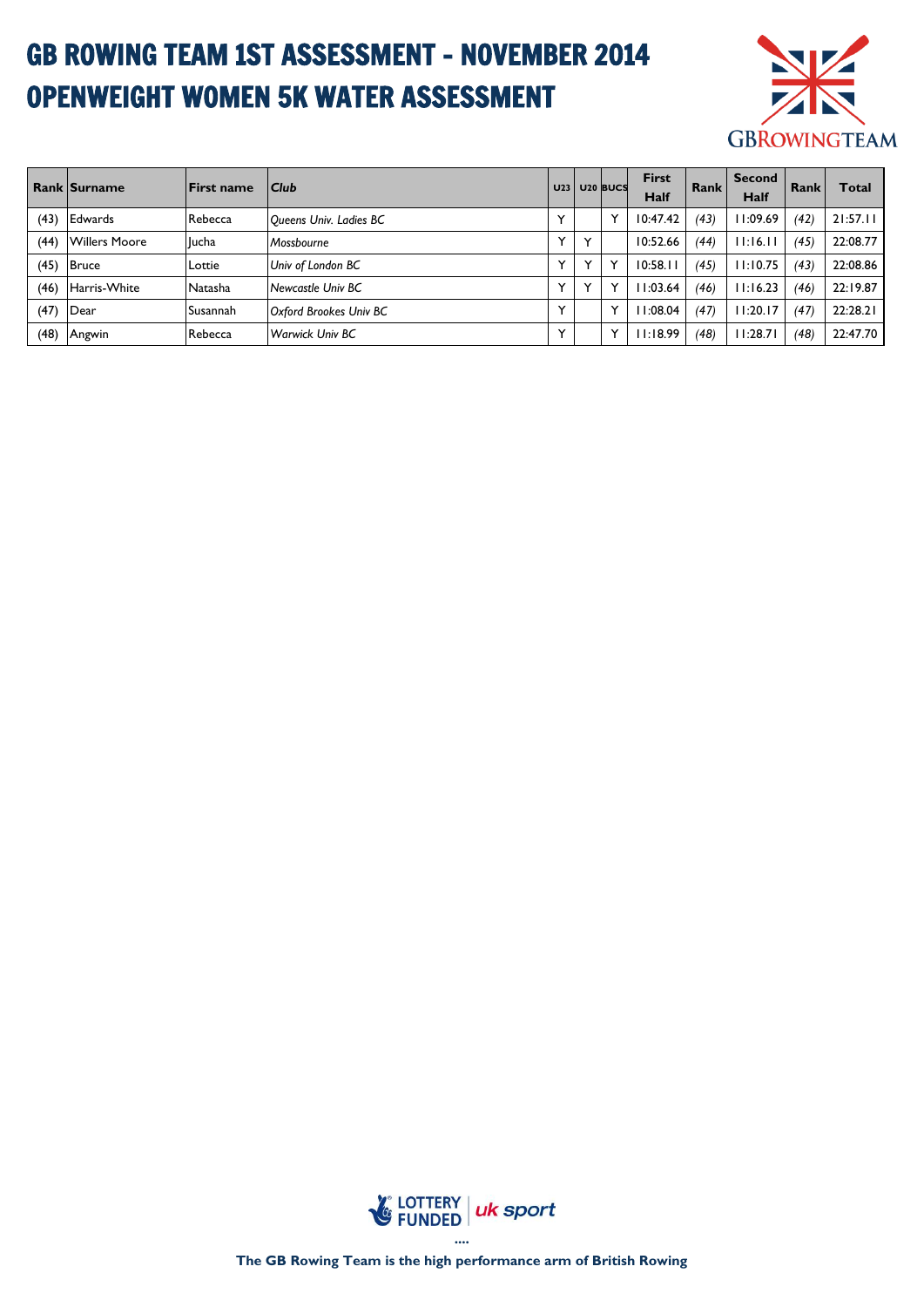# GB ROWING TEAM 1ST ASSESSMENT - NOVEMBER 2014
# OPENWEIGHT WOMEN 5K WATER ASSESSMENT

| Rank | Surname | First name | *Club* | U23 | U20 | BUCS | First Half | Rank | Second Half | Rank | Total |
|---|---|---|---|---|---|---|---|---|---|---|---|
| (43) | Edwards | Rebecca | *Queens Univ. Ladies BC* | Y | | Y | 10:47.42 | *(43)* | 11:09.69 | *(42)* | 21:57.11 |
| (44) | Willers Moore | Jucha | *Mossbourne* | Y | Y | | 10:52.66 | *(44)* | 11:16.11 | *(45)* | 22:08.77 |
| (45) | Bruce | Lottie | *Univ of London BC* | Y | Y | Y | 10:58.11 | *(45)* | 11:10.75 | *(43)* | 22:08.86 |
| (46) | Harris-White | Natasha | *Newcastle Univ BC* | Y | Y | Y | 11:03.64 | *(46)* | 11:16.23 | *(46)* | 22:19.87 |
| (47) | Dear | Susannah | *Oxford Brookes Univ BC* | Y | | Y | 11:08.04 | *(47)* | 11:20.17 | *(47)* | 22:28.21 |
| (48) | Angwin | Rebecca | *Warwick Univ BC* | Y | | Y | 11:18.99 | *(48)* | 11:28.71 | *(48)* | 22:47.70 |

**The GB Rowing Team is the high performance arm of British Rowing**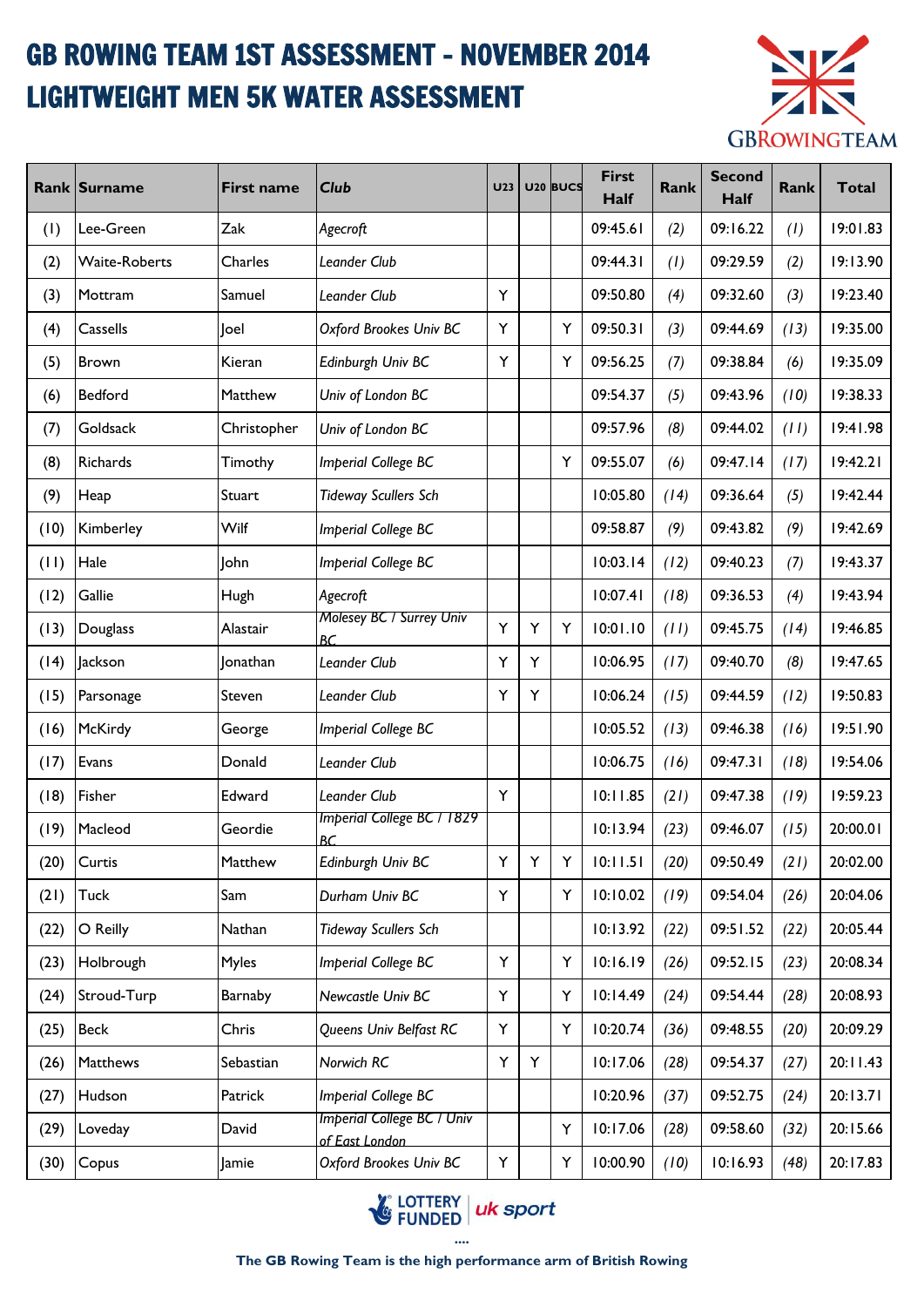# GB ROWING TEAM 1ST ASSESSMENT - NOVEMBER 2014
# LIGHTWEIGHT MEN 5K WATER ASSESSMENT

GBROWINGTEAM

| Rank | Surname | First name | Club | U23 | U20 | BUCS | First Half | Rank | Second Half | Rank | Total |
|---|---|---|---|---|---|---|---|---|---|---|---|
| (1) | Lee-Green | Zak | *Agecroft* | | | | 09:45.61 | *(2)* | 09:16.22 | *(1)* | 19:01.83 |
| (2) | Waite-Roberts | Charles | *Leander Club* | | | | 09:44.31 | *(1)* | 09:29.59 | *(2)* | 19:13.90 |
| (3) | Mottram | Samuel | *Leander Club* | Y | | | 09:50.80 | *(4)* | 09:32.60 | *(3)* | 19:23.40 |
| (4) | Cassells | Joel | *Oxford Brookes Univ BC* | Y | | Y | 09:50.31 | *(3)* | 09:44.69 | *(13)* | 19:35.00 |
| (5) | Brown | Kieran | *Edinburgh Univ BC* | Y | | Y | 09:56.25 | *(7)* | 09:38.84 | *(6)* | 19:35.09 |
| (6) | Bedford | Matthew | *Univ of London BC* | | | | 09:54.37 | *(5)* | 09:43.96 | *(10)* | 19:38.33 |
| (7) | Goldsack | Christopher | *Univ of London BC* | | | | 09:57.96 | *(8)* | 09:44.02 | *(11)* | 19:41.98 |
| (8) | Richards | Timothy | *Imperial College BC* | | | Y | 09:55.07 | *(6)* | 09:47.14 | *(17)* | 19:42.21 |
| (9) | Heap | Stuart | *Tideway Scullers Sch* | | | | 10:05.80 | *(14)* | 09:36.64 | *(5)* | 19:42.44 |
| (10) | Kimberley | Wilf | *Imperial College BC* | | | | 09:58.87 | *(9)* | 09:43.82 | *(9)* | 19:42.69 |
| (11) | Hale | John | *Imperial College BC* | | | | 10:03.14 | *(12)* | 09:40.23 | *(7)* | 19:43.37 |
| (12) | Gallie | Hugh | *Agecroft* | | | | 10:07.41 | *(18)* | 09:36.53 | *(4)* | 19:43.94 |
| (13) | Douglass | Alastair | *Molesey BC / Surrey Univ BC* | Y | Y | Y | 10:01.10 | *(11)* | 09:45.75 | *(14)* | 19:46.85 |
| (14) | Jackson | Jonathan | *Leander Club* | Y | Y | | 10:06.95 | *(17)* | 09:40.70 | *(8)* | 19:47.65 |
| (15) | Parsonage | Steven | *Leander Club* | Y | Y | | 10:06.24 | *(15)* | 09:44.59 | *(12)* | 19:50.83 |
| (16) | McKirdy | George | *Imperial College BC* | | | | 10:05.52 | *(13)* | 09:46.38 | *(16)* | 19:51.90 |
| (17) | Evans | Donald | *Leander Club* | | | | 10:06.75 | *(16)* | 09:47.31 | *(18)* | 19:54.06 |
| (18) | Fisher | Edward | *Leander Club* | Y | | | 10:11.85 | *(21)* | 09:47.38 | *(19)* | 19:59.23 |
| (19) | Macleod | Geordie | *Imperial College BC / 1829 BC* | | | | 10:13.94 | *(23)* | 09:46.07 | *(15)* | 20:00.01 |
| (20) | Curtis | Matthew | *Edinburgh Univ BC* | Y | Y | Y | 10:11.51 | *(20)* | 09:50.49 | *(21)* | 20:02.00 |
| (21) | Tuck | Sam | *Durham Univ BC* | Y | | Y | 10:10.02 | *(19)* | 09:54.04 | *(26)* | 20:04.06 |
| (22) | O Reilly | Nathan | *Tideway Scullers Sch* | | | | 10:13.92 | *(22)* | 09:51.52 | *(22)* | 20:05.44 |
| (23) | Holbrough | Myles | *Imperial College BC* | Y | | Y | 10:16.19 | *(26)* | 09:52.15 | *(23)* | 20:08.34 |
| (24) | Stroud-Turp | Barnaby | *Newcastle Univ BC* | Y | | Y | 10:14.49 | *(24)* | 09:54.44 | *(28)* | 20:08.93 |
| (25) | Beck | Chris | *Queens Univ Belfast RC* | Y | | Y | 10:20.74 | *(36)* | 09:48.55 | *(20)* | 20:09.29 |
| (26) | Matthews | Sebastian | *Norwich RC* | Y | Y | | 10:17.06 | *(28)* | 09:54.37 | *(27)* | 20:11.43 |
| (27) | Hudson | Patrick | *Imperial College BC* | | | | 10:20.96 | *(37)* | 09:52.75 | *(24)* | 20:13.71 |
| (29) | Loveday | David | *Imperial College BC / Univ of East London* | | | Y | 10:17.06 | *(28)* | 09:58.60 | *(32)* | 20:15.66 |
| (30) | Copus | Jamie | *Oxford Brookes Univ BC* | Y | | Y | 10:00.90 | *(10)* | 10:16.93 | *(48)* | 20:17.83 |

LOTTERY FUNDED | uk sport

The GB Rowing Team is the high performance arm of British Rowing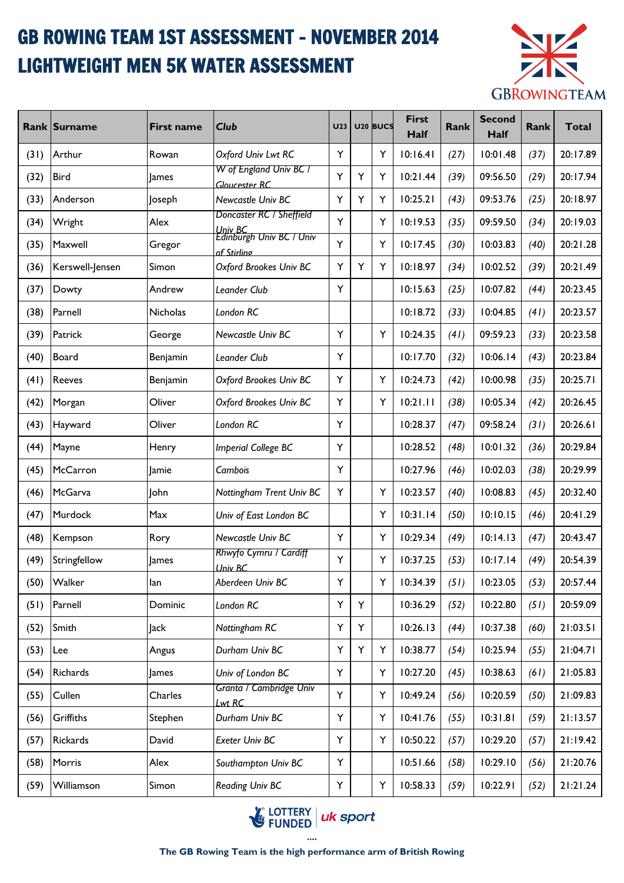# GB ROWING TEAM 1ST ASSESSMENT - NOVEMBER 2014
# LIGHTWEIGHT MEN 5K WATER ASSESSMENT

| Rank | Surname | First name | Club | U23 | U20 | BUCS | First Half | Rank | Second Half | Rank | Total |
|---|---|---|---|---|---|---|---|---|---|---|---|
| (31) | Arthur | Rowan | *Oxford Univ Lwt RC* | Y | | Y | 10:16.41 | *(27)* | 10:01.48 | *(37)* | 20:17.89 |
| (32) | Bird | James | *W of England Univ BC / Gloucester RC* | Y | Y | Y | 10:21.44 | *(39)* | 09:56.50 | *(29)* | 20:17.94 |
| (33) | Anderson | Joseph | *Newcastle Univ BC* | Y | Y | Y | 10:25.21 | *(43)* | 09:53.76 | *(25)* | 20:18.97 |
| (34) | Wright | Alex | *Doncaster RC / Sheffield Univ BC* | Y | | Y | 10:19.53 | *(35)* | 09:59.50 | *(34)* | 20:19.03 |
| (35) | Maxwell | Gregor | *Edinburgh Univ BC / Univ of Stirling* | Y | | Y | 10:17.45 | *(30)* | 10:03.83 | *(40)* | 20:21.28 |
| (36) | Kerswell-Jensen | Simon | *Oxford Brookes Univ BC* | Y | Y | Y | 10:18.97 | *(34)* | 10:02.52 | *(39)* | 20:21.49 |
| (37) | Dowty | Andrew | *Leander Club* | Y | | | 10:15.63 | *(25)* | 10:07.82 | *(44)* | 20:23.45 |
| (38) | Parnell | Nicholas | *London RC* | | | | 10:18.72 | *(33)* | 10:04.85 | *(41)* | 20:23.57 |
| (39) | Patrick | George | *Newcastle Univ BC* | Y | | Y | 10:24.35 | *(41)* | 09:59.23 | *(33)* | 20:23.58 |
| (40) | Board | Benjamin | *Leander Club* | Y | | | 10:17.70 | *(32)* | 10:06.14 | *(43)* | 20:23.84 |
| (41) | Reeves | Benjamin | *Oxford Brookes Univ BC* | Y | | Y | 10:24.73 | *(42)* | 10:00.98 | *(35)* | 20:25.71 |
| (42) | Morgan | Oliver | *Oxford Brookes Univ BC* | Y | | Y | 10:21.11 | *(38)* | 10:05.34 | *(42)* | 20:26.45 |
| (43) | Hayward | Oliver | *London RC* | Y | | | 10:28.37 | *(47)* | 09:58.24 | *(31)* | 20:26.61 |
| (44) | Mayne | Henry | *Imperial College BC* | Y | | | 10:28.52 | *(48)* | 10:01.32 | *(36)* | 20:29.84 |
| (45) | McCarron | Jamie | *Cambois* | Y | | | 10:27.96 | *(46)* | 10:02.03 | *(38)* | 20:29.99 |
| (46) | McGarva | John | *Nottingham Trent Univ BC* | Y | | Y | 10:23.57 | *(40)* | 10:08.83 | *(45)* | 20:32.40 |
| (47) | Murdock | Max | *Univ of East London BC* | | | Y | 10:31.14 | *(50)* | 10:10.15 | *(46)* | 20:41.29 |
| (48) | Kempson | Rory | *Newcastle Univ BC* | Y | | Y | 10:29.34 | *(49)* | 10:14.13 | *(47)* | 20:43.47 |
| (49) | Stringfellow | James | *Rhwyfo Cymru / Cardiff Univ BC* | Y | | Y | 10:37.25 | *(53)* | 10:17.14 | *(49)* | 20:54.39 |
| (50) | Walker | Ian | *Aberdeen Univ BC* | Y | | Y | 10:34.39 | *(51)* | 10:23.05 | *(53)* | 20:57.44 |
| (51) | Parnell | Dominic | *London RC* | Y | Y | | 10:36.29 | *(52)* | 10:22.80 | *(51)* | 20:59.09 |
| (52) | Smith | Jack | *Nottingham RC* | Y | Y | | 10:26.13 | *(44)* | 10:37.38 | *(60)* | 21:03.51 |
| (53) | Lee | Angus | *Durham Univ BC* | Y | Y | Y | 10:38.77 | *(54)* | 10:25.94 | *(55)* | 21:04.71 |
| (54) | Richards | James | *Univ of London BC* | Y | | Y | 10:27.20 | *(45)* | 10:38.63 | *(61)* | 21:05.83 |
| (55) | Cullen | Charles | *Granta / Cambridge Univ Lwt RC* | Y | | Y | 10:49.24 | *(56)* | 10:20.59 | *(50)* | 21:09.83 |
| (56) | Griffiths | Stephen | *Durham Univ BC* | Y | | Y | 10:41.76 | *(55)* | 10:31.81 | *(59)* | 21:13.57 |
| (57) | Rickards | David | *Exeter Univ BC* | Y | | Y | 10:50.22 | *(57)* | 10:29.20 | *(57)* | 21:19.42 |
| (58) | Morris | Alex | *Southampton Univ BC* | Y | | | 10:51.66 | *(58)* | 10:29.10 | *(56)* | 21:20.76 |
| (59) | Williamson | Simon | *Reading Univ BC* | Y | | Y | 10:58.33 | *(59)* | 10:22.91 | *(52)* | 21:21.24 |

LOTTERY FUNDED | uk sport

**The GB Rowing Team is the high performance arm of British Rowing**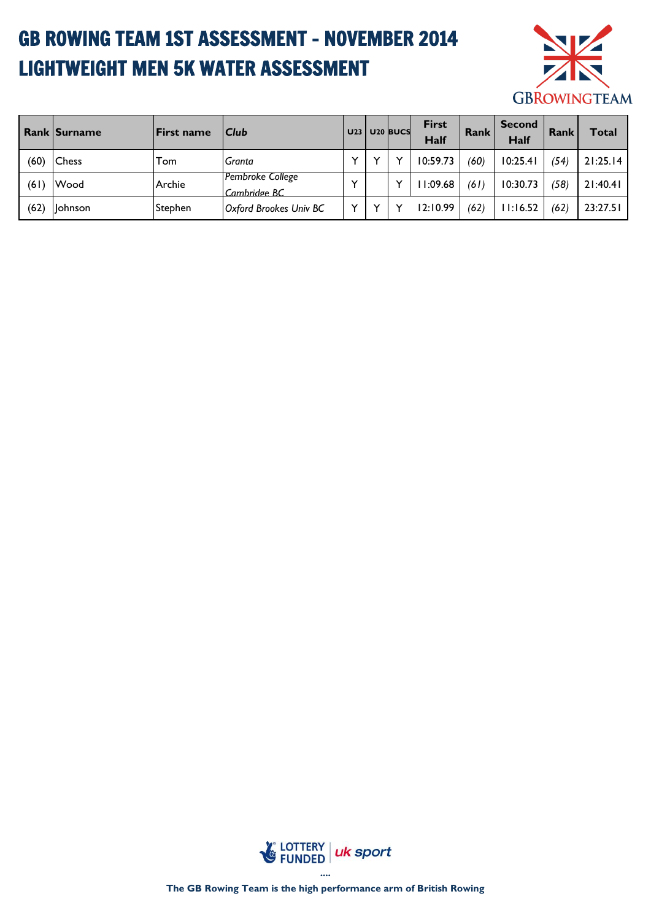# GB ROWING TEAM 1ST ASSESSMENT - NOVEMBER 2014
# LIGHTWEIGHT MEN 5K WATER ASSESSMENT

| Rank | Surname | First name | Club | U23 | U20 | BUCS | First Half | Rank | Second Half | Rank | Total |
|---|---|---|---|---|---|---|---|---|---|---|---|
| (60) | Chess | Tom | *Granta* | Y | Y | Y | 10:59.73 | *(60)* | 10:25.41 | *(54)* | 21:25.14 |
| (61) | Wood | Archie | *Pembroke College Cambridge BC* | Y | | Y | 11:09.68 | *(61)* | 10:30.73 | *(58)* | 21:40.41 |
| (62) | Johnson | Stephen | *Oxford Brookes Univ BC* | Y | Y | Y | 12:10.99 | *(62)* | 11:16.52 | *(62)* | 23:27.51 |

LOTTERY FUNDED | uk sport

**The GB Rowing Team is the high performance arm of British Rowing**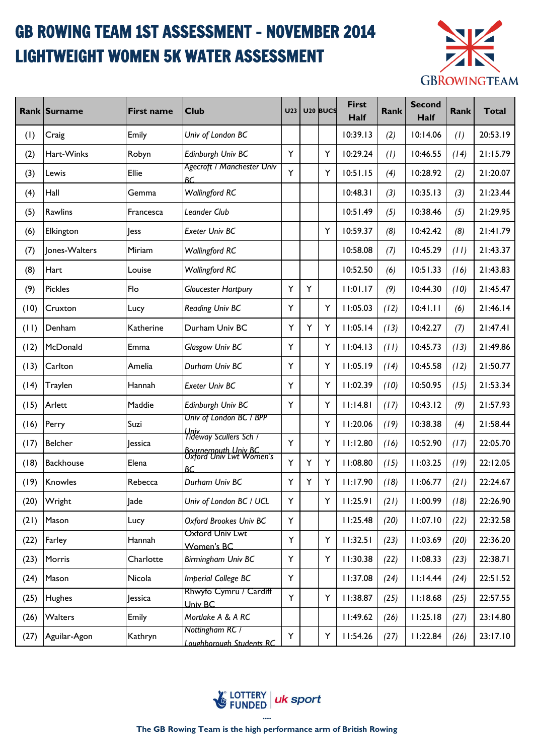# GB ROWING TEAM 1ST ASSESSMENT - NOVEMBER 2014
# LIGHTWEIGHT WOMEN 5K WATER ASSESSMENT

GBROWINGTEAM

| Rank | Surname | First name | Club | U23 | U20 | BUCS | First Half | Rank | Second Half | Rank | Total |
|---|---|---|---|---|---|---|---|---|---|---|---|
| (1) | Craig | Emily | *Univ of London BC* | | | | 10:39.13 | *(2)* | 10:14.06 | *(1)* | 20:53.19 |
| (2) | Hart-Winks | Robyn | *Edinburgh Univ BC* | Y | | Y | 10:29.24 | *(1)* | 10:46.55 | *(14)* | 21:15.79 |
| (3) | Lewis | Ellie | *Agecroft / Manchester Univ BC* | Y | | Y | 10:51.15 | *(4)* | 10:28.92 | *(2)* | 21:20.07 |
| (4) | Hall | Gemma | *Wallingford RC* | | | | 10:48.31 | *(3)* | 10:35.13 | *(3)* | 21:23.44 |
| (5) | Rawlins | Francesca | *Leander Club* | | | | 10:51.49 | *(5)* | 10:38.46 | *(5)* | 21:29.95 |
| (6) | Elkington | Jess | *Exeter Univ BC* | | | Y | 10:59.37 | *(8)* | 10:42.42 | *(8)* | 21:41.79 |
| (7) | Jones-Walters | Miriam | *Wallingford RC* | | | | 10:58.08 | *(7)* | 10:45.29 | *(11)* | 21:43.37 |
| (8) | Hart | Louise | *Wallingford RC* | | | | 10:52.50 | *(6)* | 10:51.33 | *(16)* | 21:43.83 |
| (9) | Pickles | Flo | *Gloucester Hartpury* | Y | Y | | 11:01.17 | *(9)* | 10:44.30 | *(10)* | 21:45.47 |
| (10) | Cruxton | Lucy | *Reading Univ BC* | Y | | Y | 11:05.03 | *(12)* | 10:41.11 | *(6)* | 21:46.14 |
| (11) | Denham | Katherine | Durham Univ BC | Y | Y | Y | 11:05.14 | *(13)* | 10:42.27 | *(7)* | 21:47.41 |
| (12) | McDonald | Emma | *Glasgow Univ BC* | Y | | Y | 11:04.13 | *(11)* | 10:45.73 | *(13)* | 21:49.86 |
| (13) | Carlton | Amelia | *Durham Univ BC* | Y | | Y | 11:05.19 | *(14)* | 10:45.58 | *(12)* | 21:50.77 |
| (14) | Traylen | Hannah | *Exeter Univ BC* | Y | | Y | 11:02.39 | *(10)* | 10:50.95 | *(15)* | 21:53.34 |
| (15) | Arlett | Maddie | *Edinburgh Univ BC* | Y | | Y | 11:14.81 | *(17)* | 10:43.12 | *(9)* | 21:57.93 |
| (16) | Perry | Suzi | *Univ of London BC / BPP Univ* | | | Y | 11:20.06 | *(19)* | 10:38.38 | *(4)* | 21:58.44 |
| (17) | Belcher | Jessica | *Tideway Scullers Sch / Bournemouth Univ BC* | Y | | Y | 11:12.80 | *(16)* | 10:52.90 | *(17)* | 22:05.70 |
| (18) | Backhouse | Elena | *Oxford Univ Lwt Women's BC* | Y | Y | Y | 11:08.80 | *(15)* | 11:03.25 | *(19)* | 22:12.05 |
| (19) | Knowles | Rebecca | *Durham Univ BC* | Y | Y | Y | 11:17.90 | *(18)* | 11:06.77 | *(21)* | 22:24.67 |
| (20) | Wright | Jade | *Univ of London BC / UCL* | Y | | Y | 11:25.91 | *(21)* | 11:00.99 | *(18)* | 22:26.90 |
| (21) | Mason | Lucy | *Oxford Brookes Univ BC* | Y | | | 11:25.48 | *(20)* | 11:07.10 | *(22)* | 22:32.58 |
| (22) | Farley | Hannah | Oxford Univ Lwt Women's BC | Y | | Y | 11:32.51 | *(23)* | 11:03.69 | *(20)* | 22:36.20 |
| (23) | Morris | Charlotte | *Birmingham Univ BC* | Y | | Y | 11:30.38 | *(22)* | 11:08.33 | *(23)* | 22:38.71 |
| (24) | Mason | Nicola | *Imperial College BC* | Y | | | 11:37.08 | *(24)* | 11:14.44 | *(24)* | 22:51.52 |
| (25) | Hughes | Jessica | Rhwyfo Cymru / Cardiff Univ BC | Y | | Y | 11:38.87 | *(25)* | 11:18.68 | *(25)* | 22:57.55 |
| (26) | Walters | Emily | *Mortlake A & A RC* | | | | 11:49.62 | *(26)* | 11:25.18 | *(27)* | 23:14.80 |
| (27) | Aguilar-Agon | Kathryn | *Nottingham RC / Loughborough Students RC* | Y | | Y | 11:54.26 | *(27)* | 11:22.84 | *(26)* | 23:17.10 |

LOTTERY FUNDED | uk sport

**The GB Rowing Team is the high performance arm of British Rowing**